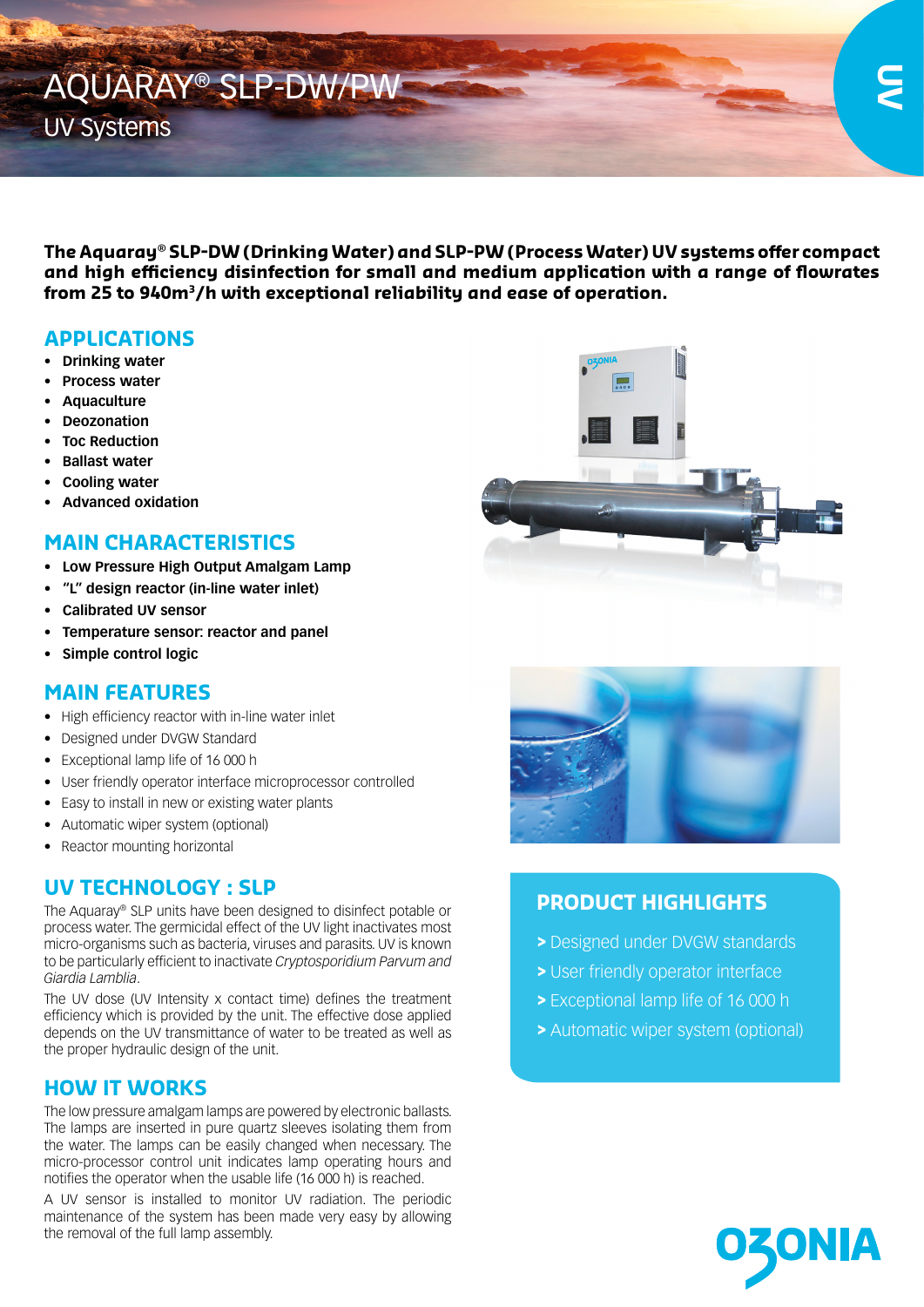# AQUARAY® SLP-DW/PW

## UV Systems

**The Aquaray® SLP-DW (Drinking Water) and SLP-PW (Process Water) UV systems offer compact and high efficiency disinfection for small and medium application with a range of flowrates from 25 to 940m³/h with exceptional reliability and ease of operation.**

## APPLICATIONS

- **Drinking water**
- **Process water**
- **Aquaculture**
- **Deozonation**
- **Toc Reduction**
- **Ballast water**
- **Cooling water**
- **Advanced oxidation**

## MAIN CHARACTERISTICS

- **Low Pressure High Output Amalgam Lamp**
- **"L" design reactor (in-line water inlet)**
- **Calibrated UV sensor**
- **Temperature sensor: reactor and panel**
- **Simple control logic**

## MAIN FEATURES

- High efficiency reactor with in-line water inlet
- Designed under DVGW Standard
- Exceptional lamp life of 16 000 h
- User friendly operator interface microprocessor controlled
- Easy to install in new or existing water plants
- Automatic wiper system (optional)
- Reactor mounting horizontal

## UV TECHNOLOGY : SLP

The Aquaray® SLP units have been designed to disinfect potable or process water. The germicidal effect of the UV light inactivates most micro-organisms such as bacteria, viruses and parasits. UV is known to be particularly efficient to inactivate *Cryptosporidium Parvum and Giardia Lamblia*.

The UV dose (UV Intensity x contact time) defines the treatment efficiency which is provided by the unit. The effective dose applied depends on the UV transmittance of water to be treated as well as the proper hydraulic design of the unit.

## HOW IT WORKS

The low pressure amalgam lamps are powered by electronic ballasts. The lamps are inserted in pure quartz sleeves isolating them from the water. The lamps can be easily changed when necessary. The micro-processor control unit indicates lamp operating hours and notifies the operator when the usable life (16 000 h) is reached.

A UV sensor is installed to monitor UV radiation. The periodic maintenance of the system has been made very easy by allowing the removal of the full lamp assembly.

## PRODUCT HIGHLIGHTS

> Designed under DVGW standards
> User friendly operator interface
> Exceptional lamp life of 16 000 h
> Automatic wiper system (optional)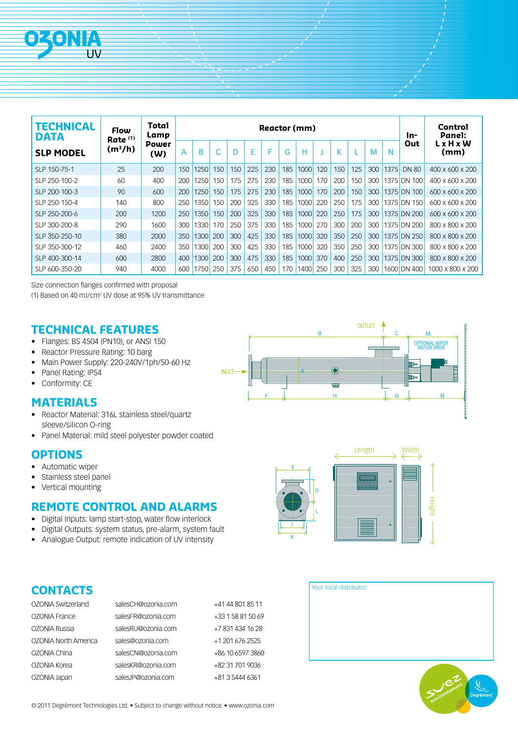| TECHNICAL DATA<br>SLP MODEL | Flow Rate [1] ($m^3/h$) | Total Lamp Power (W) | Reactor (mm) | | | | | | | | | | | | | | In-Out | Control Panel: L x H x W (mm) |
|---|---|---|---|---|---|---|---|---|---|---|---|---|---|---|---|---|---|---|
| | | | A | B | C | D | E | F | G | H | J | K | L | M | N | | |
| SLP 150-75-1 | 25 | 200 | 150 | 1250 | 150 | 150 | 225 | 230 | 185 | 1000 | 120 | 150 | 125 | 300 | 1375 | DN 80 | 400 x 600 x 200 |
| SLP 250-100-2 | 60 | 400 | 200 | 1250 | 150 | 175 | 275 | 230 | 185 | 1000 | 170 | 200 | 150 | 300 | 1375 | DN 100 | 400 x 600 x 200 |
| SLP 200-100-3 | 90 | 600 | 200 | 1250 | 150 | 175 | 275 | 230 | 185 | 1000 | 170 | 200 | 150 | 300 | 1375 | DN 100 | 600 x 600 x 200 |
| SLP 250-150-4 | 140 | 800 | 250 | 1350 | 150 | 200 | 325 | 330 | 185 | 1000 | 220 | 250 | 175 | 300 | 1375 | DN 150 | 600 x 600 x 200 |
| SLP 250-200-6 | 200 | 1200 | 250 | 1350 | 150 | 200 | 325 | 330 | 185 | 1000 | 220 | 250 | 175 | 300 | 1375 | DN 200 | 600 x 600 x 200 |
| SLP 300-200-8 | 290 | 1600 | 300 | 1330 | 170 | 250 | 375 | 330 | 185 | 1000 | 270 | 300 | 200 | 300 | 1375 | DN 200 | 800 x 800 x 200 |
| SLP 350-250-10 | 380 | 2000 | 350 | 1300 | 200 | 300 | 425 | 330 | 185 | 1000 | 320 | 350 | 250 | 300 | 1375 | DN 250 | 800 x 800 x 200 |
| SLP 350-300-12 | 460 | 2400 | 350 | 1300 | 200 | 300 | 425 | 330 | 185 | 1000 | 320 | 350 | 250 | 300 | 1375 | DN 300 | 800 x 800 x 200 |
| SLP 400-300-14 | 600 | 2800 | 400 | 1300 | 200 | 300 | 475 | 330 | 185 | 1000 | 370 | 400 | 250 | 300 | 1375 | DN 300 | 800 x 800 x 200 |
| SLP 600-350-20 | 940 | 4000 | 600 | 1750 | 250 | 375 | 650 | 450 | 170 | 1400 | 250 | 300 | 325 | 300 | 1600 | DN 400 | 1000 x 800 x 200 |

Size connection flanges confirmed with proposal
(1) Based on 40 mJ/cm² UV dose at 95% UV transmittance

## TECHNICAL FEATURES

- Flanges: BS 4504 (PN10), or ANSI 150
- Reactor Pressure Rating: 10 barg
- Main Power Supply: 220-240V/1ph/50-60 Hz
- Panel Rating: IP54
- Conformity: CE

## MATERIALS

- Reactor Material: 316L stainless steel/quartz sleeve/silicon O-ring
- Panel Material: mild steel polyester powder coated

## OPTIONS

- Automatic wiper
- Stainless steel panel
- Vertical mounting

## REMOTE CONTROL AND ALARMS

- Digital Inputs: lamp start-stop, water flow interlock
- Digital Outputs: system status, pre-alarm, system fault
- Analogue Output: remote indication of UV intensity

OUTLET
INLET
OPTIONAL WIPER MOTOR DRIVE
B C M A F H G N E D L J K
Length Width Height

## CONTACTS

| | | |
|---|---|---|
| OZONIA Switzerland | salesCH@ozonia.com | +41 44 801 85 11 |
| OZONIA France | salesFR@ozonia.com | +33 1 58 81 50 69 |
| OZONIA Russia | salesRU@ozonia.com | +7 831 434 16 28 |
| OZONIA North America | sales@ozonia.com | +1 201 676 2525 |
| OZONIA China | salesCN@ozonia.com | +86 10 6597 3860 |
| OZONIA Korea | salesKR@ozonia.com | +82 31 701 9036 |
| OZONIA Japan | salesJP@ozonia.com | +81 3 5444 6361 |

Your local distributor:

© 2011 Degrémont Technologies Ltd. • Subject to change without notice. • www.ozonia.com